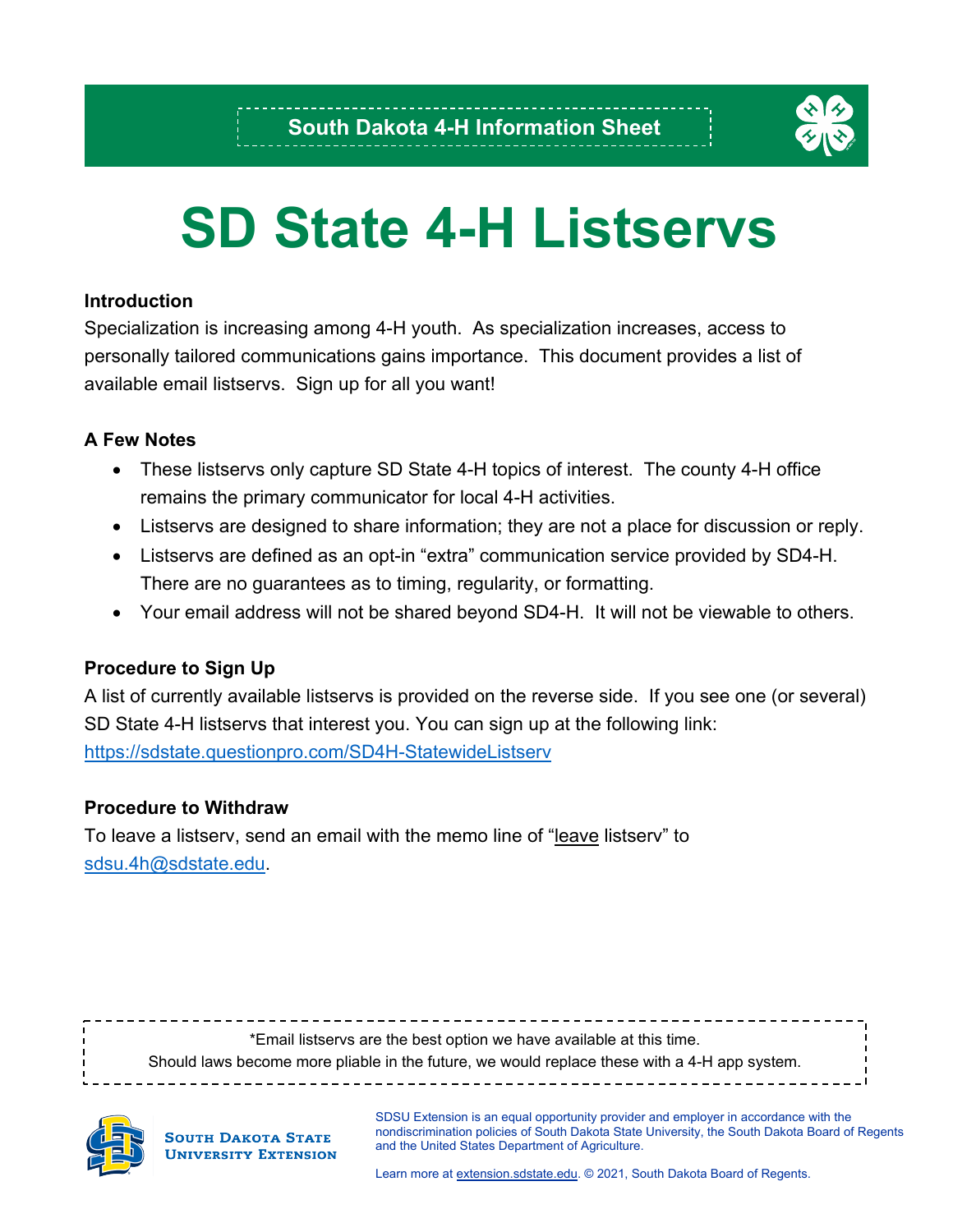South Dakota 4-H Information Sheet

# SD State 4-H Listservs

### Introduction

Specialization is increasing among 4-H youth. As specialization increases, access to personally tailored communications gains importance. This document provides a list of available email listservs. Sign up for all you want!

### A Few Notes

- These listservs only capture SD State 4-H topics of interest. The county 4-H office remains the primary communicator for local 4-H activities.
- Listservs are designed to share information; they are not a place for discussion or reply.
- Listservs are defined as an opt-in "extra" communication service provided by SD4-H. There are no guarantees as to timing, regularity, or formatting.
- Your email address will not be shared beyond SD4-H. It will not be viewable to others.

### Procedure to Sign Up

A list of currently available listservs is provided on the reverse side. If you see one (or several) SD State 4-H listservs that interest you. You can sign up at the following link: https://sdstate.questionpro.com/SD4H-StatewideListserv

### Procedure to Withdraw

To leave a listserv, send an email with the memo line of "leave listserv" to sdsu.4h@sdstate.edu.

*Email listservs are the best option we have available at this time.
Should laws become more pliable in the future, we would replace these with a 4-H app system.

South Dakota State University Extension

SDSU Extension is an equal opportunity provider and employer in accordance with the nondiscrimination policies of South Dakota State University, the South Dakota Board of Regents and the United States Department of Agriculture.

Learn more at extension.sdstate.edu. © 2021, South Dakota Board of Regents.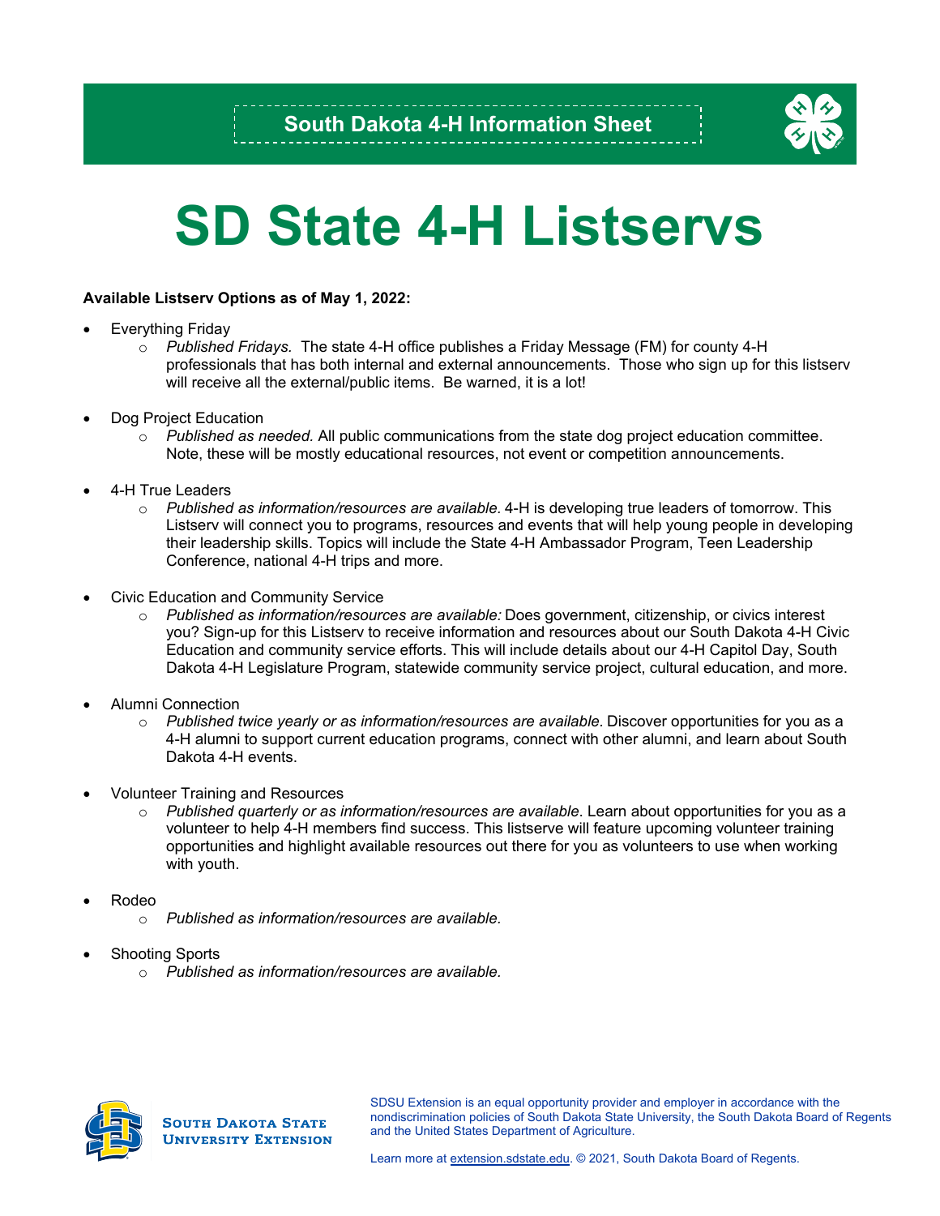South Dakota 4-H Information Sheet

# SD State 4-H Listservs

**Available Listserv Options as of May 1, 2022:**

- Everything Friday
  - *Published Fridays.* The state 4-H office publishes a Friday Message (FM) for county 4-H professionals that has both internal and external announcements. Those who sign up for this listserv will receive all the external/public items. Be warned, it is a lot!

- Dog Project Education
  - *Published as needed.* All public communications from the state dog project education committee. Note, these will be mostly educational resources, not event or competition announcements.

- 4-H True Leaders
  - *Published as information/resources are available.* 4-H is developing true leaders of tomorrow. This Listserv will connect you to programs, resources and events that will help young people in developing their leadership skills. Topics will include the State 4-H Ambassador Program, Teen Leadership Conference, national 4-H trips and more.

- Civic Education and Community Service
  - *Published as information/resources are available:* Does government, citizenship, or civics interest you? Sign-up for this Listserv to receive information and resources about our South Dakota 4-H Civic Education and community service efforts. This will include details about our 4-H Capitol Day, South Dakota 4-H Legislature Program, statewide community service project, cultural education, and more.

- Alumni Connection
  - *Published twice yearly or as information/resources are available.* Discover opportunities for you as a 4-H alumni to support current education programs, connect with other alumni, and learn about South Dakota 4-H events.

- Volunteer Training and Resources
  - *Published quarterly or as information/resources are available*. Learn about opportunities for you as a volunteer to help 4-H members find success. This listserve will feature upcoming volunteer training opportunities and highlight available resources out there for you as volunteers to use when working with youth.

- Rodeo
  - *Published as information/resources are available.*

- Shooting Sports
  - *Published as information/resources are available.*

South Dakota State University Extension

SDSU Extension is an equal opportunity provider and employer in accordance with the nondiscrimination policies of South Dakota State University, the South Dakota Board of Regents and the United States Department of Agriculture.

Learn more at extension.sdstate.edu. © 2021, South Dakota Board of Regents.